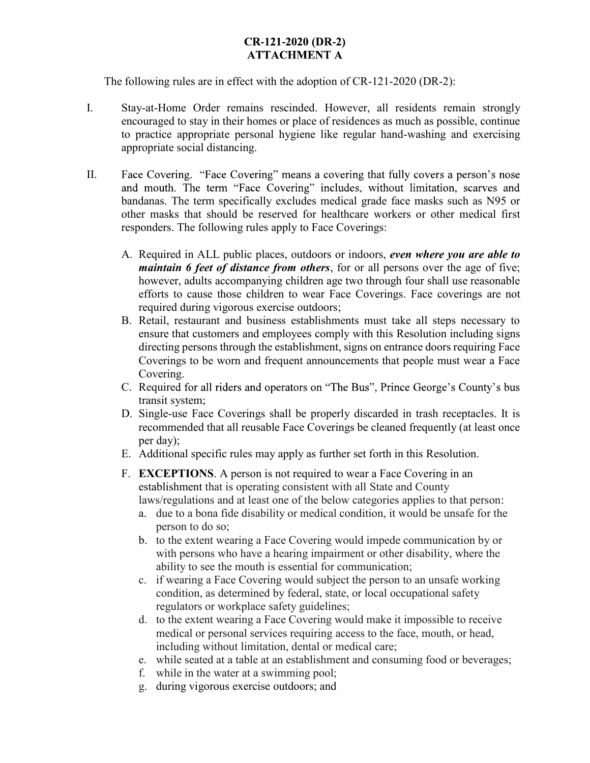# CR-121-2020 (DR-2)
# ATTACHMENT A

The following rules are in effect with the adoption of CR-121-2020 (DR-2):

I. Stay-at-Home Order remains rescinded. However, all residents remain strongly encouraged to stay in their homes or place of residences as much as possible, continue to practice appropriate personal hygiene like regular hand-washing and exercising appropriate social distancing.

II. Face Covering. "Face Covering" means a covering that fully covers a person's nose and mouth. The term "Face Covering" includes, without limitation, scarves and bandanas. The term specifically excludes medical grade face masks such as N95 or other masks that should be reserved for healthcare workers or other medical first responders. The following rules apply to Face Coverings:

   A. Required in ALL public places, outdoors or indoors, ***even where you are able to maintain 6 feet of distance from others***, for or all persons over the age of five; however, adults accompanying children age two through four shall use reasonable efforts to cause those children to wear Face Coverings. Face coverings are not required during vigorous exercise outdoors;
   B. Retail, restaurant and business establishments must take all steps necessary to ensure that customers and employees comply with this Resolution including signs directing persons through the establishment, signs on entrance doors requiring Face Coverings to be worn and frequent announcements that people must wear a Face Covering.
   C. Required for all riders and operators on "The Bus", Prince George's County's bus transit system;
   D. Single-use Face Coverings shall be properly discarded in trash receptacles. It is recommended that all reusable Face Coverings be cleaned frequently (at least once per day);
   E. Additional specific rules may apply as further set forth in this Resolution.
   F. **EXCEPTIONS**. A person is not required to wear a Face Covering in an establishment that is operating consistent with all State and County laws/regulations and at least one of the below categories applies to that person:
      a. due to a bona fide disability or medical condition, it would be unsafe for the person to do so;
      b. to the extent wearing a Face Covering would impede communication by or with persons who have a hearing impairment or other disability, where the ability to see the mouth is essential for communication;
      c. if wearing a Face Covering would subject the person to an unsafe working condition, as determined by federal, state, or local occupational safety regulators or workplace safety guidelines;
      d. to the extent wearing a Face Covering would make it impossible to receive medical or personal services requiring access to the face, mouth, or head, including without limitation, dental or medical care;
      e. while seated at a table at an establishment and consuming food or beverages;
      f. while in the water at a swimming pool;
      g. during vigorous exercise outdoors; and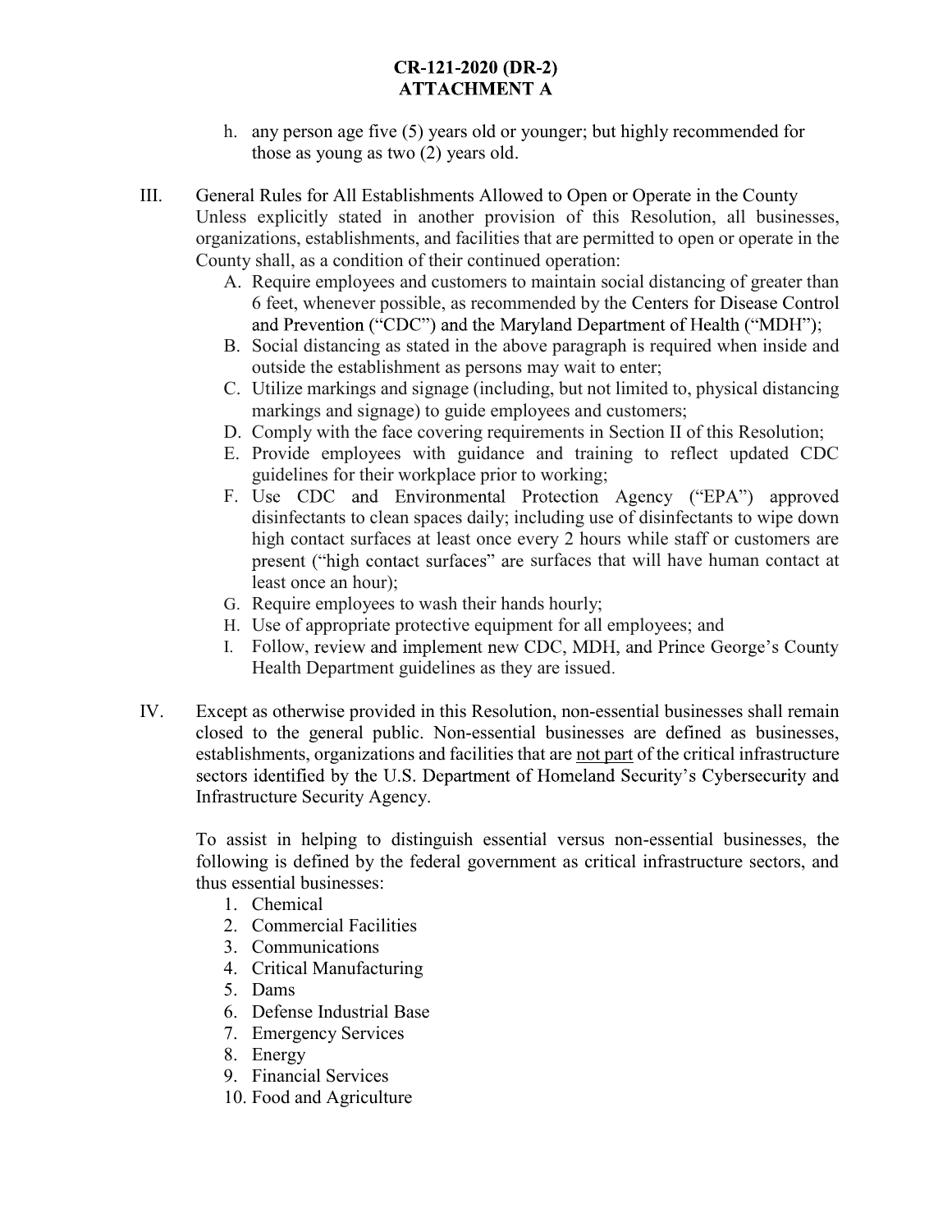h. any person age five (5) years old or younger; but highly recommended for those as young as two (2) years old.

III. General Rules for All Establishments Allowed to Open or Operate in the County

Unless explicitly stated in another provision of this Resolution, all businesses, organizations, establishments, and facilities that are permitted to open or operate in the County shall, as a condition of their continued operation:

A. Require employees and customers to maintain social distancing of greater than 6 feet, whenever possible, as recommended by the Centers for Disease Control and Prevention ("CDC") and the Maryland Department of Health ("MDH");

B. Social distancing as stated in the above paragraph is required when inside and outside the establishment as persons may wait to enter;

C. Utilize markings and signage (including, but not limited to, physical distancing markings and signage) to guide employees and customers;

D. Comply with the face covering requirements in Section II of this Resolution;

E. Provide employees with guidance and training to reflect updated CDC guidelines for their workplace prior to working;

F. Use CDC and Environmental Protection Agency ("EPA") approved disinfectants to clean spaces daily; including use of disinfectants to wipe down high contact surfaces at least once every 2 hours while staff or customers are present ("high contact surfaces" are surfaces that will have human contact at least once an hour);

G. Require employees to wash their hands hourly;

H. Use of appropriate protective equipment for all employees; and

I. Follow, review and implement new CDC, MDH, and Prince George's County Health Department guidelines as they are issued.

IV. Except as otherwise provided in this Resolution, non-essential businesses shall remain closed to the general public. Non-essential businesses are defined as businesses, establishments, organizations and facilities that are <u>not part</u> of the critical infrastructure sectors identified by the U.S. Department of Homeland Security's Cybersecurity and Infrastructure Security Agency.

To assist in helping to distinguish essential versus non-essential businesses, the following is defined by the federal government as critical infrastructure sectors, and thus essential businesses:

1. Chemical
2. Commercial Facilities
3. Communications
4. Critical Manufacturing
5. Dams
6. Defense Industrial Base
7. Emergency Services
8. Energy
9. Financial Services
10. Food and Agriculture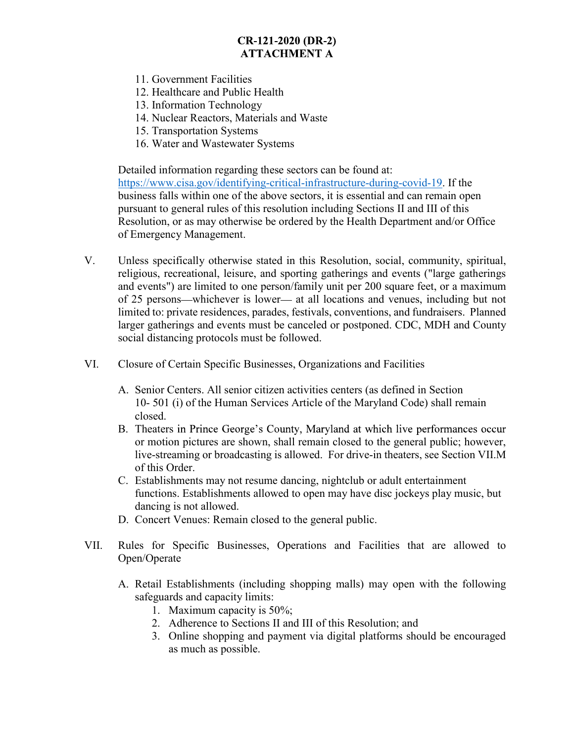11. Government Facilities
12. Healthcare and Public Health
13. Information Technology
14. Nuclear Reactors, Materials and Waste
15. Transportation Systems
16. Water and Wastewater Systems

Detailed information regarding these sectors can be found at: https://www.cisa.gov/identifying-critical-infrastructure-during-covid-19. If the business falls within one of the above sectors, it is essential and can remain open pursuant to general rules of this resolution including Sections II and III of this Resolution, or as may otherwise be ordered by the Health Department and/or Office of Emergency Management.

V. Unless specifically otherwise stated in this Resolution, social, community, spiritual, religious, recreational, leisure, and sporting gatherings and events ("large gatherings and events") are limited to one person/family unit per 200 square feet, or a maximum of 25 persons—whichever is lower— at all locations and venues, including but not limited to: private residences, parades, festivals, conventions, and fundraisers. Planned larger gatherings and events must be canceled or postponed. CDC, MDH and County social distancing protocols must be followed.

VI. Closure of Certain Specific Businesses, Organizations and Facilities

A. Senior Centers. All senior citizen activities centers (as defined in Section 10- 501 (i) of the Human Services Article of the Maryland Code) shall remain closed.
B. Theaters in Prince George's County, Maryland at which live performances occur or motion pictures are shown, shall remain closed to the general public; however, live-streaming or broadcasting is allowed. For drive-in theaters, see Section VII.M of this Order.
C. Establishments may not resume dancing, nightclub or adult entertainment functions. Establishments allowed to open may have disc jockeys play music, but dancing is not allowed.
D. Concert Venues: Remain closed to the general public.

VII. Rules for Specific Businesses, Operations and Facilities that are allowed to Open/Operate

A. Retail Establishments (including shopping malls) may open with the following safeguards and capacity limits:
   1. Maximum capacity is 50%;
   2. Adherence to Sections II and III of this Resolution; and
   3. Online shopping and payment via digital platforms should be encouraged as much as possible.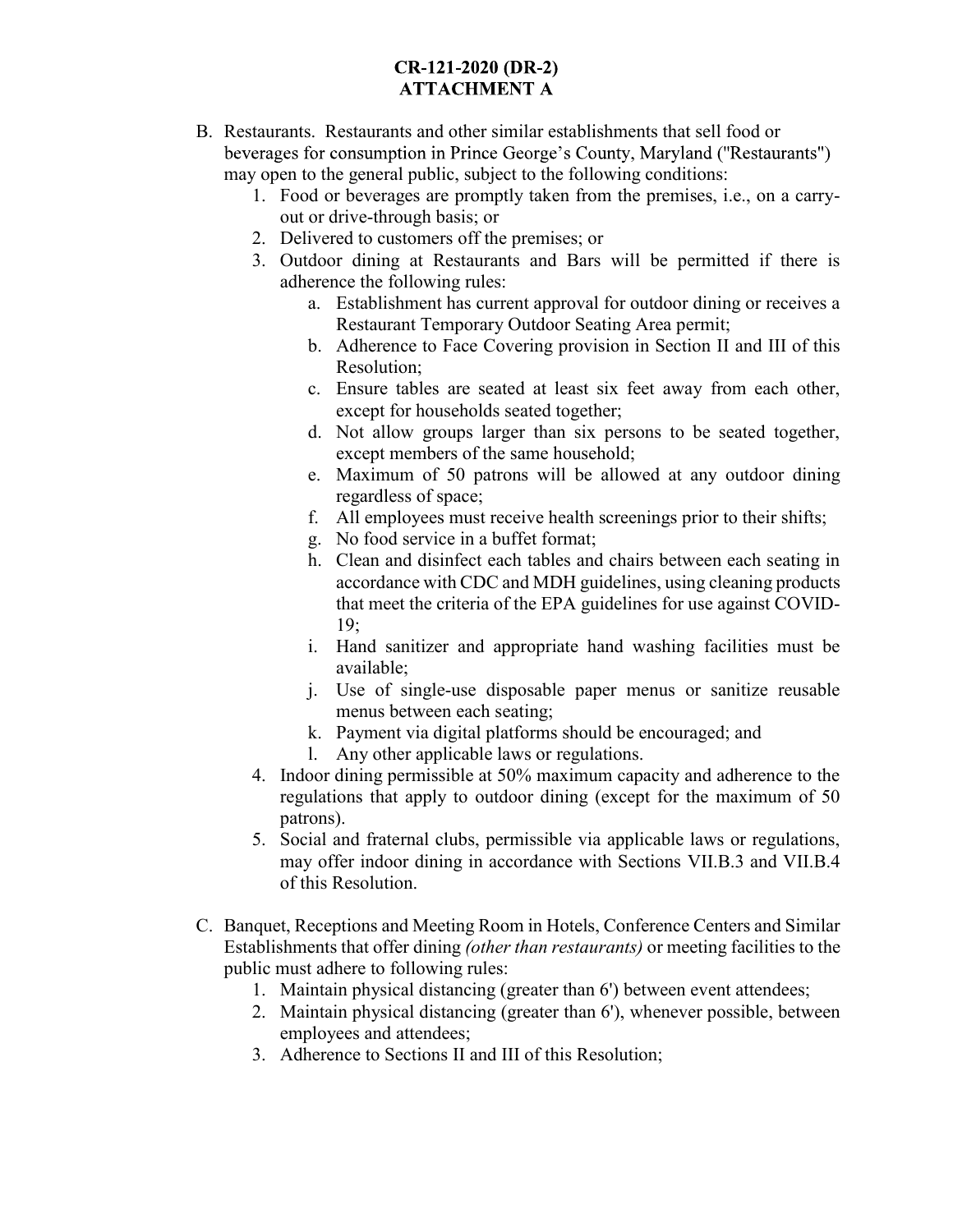**CR-121-2020 (DR-2)**
**ATTACHMENT A**

B. Restaurants. Restaurants and other similar establishments that sell food or beverages for consumption in Prince George's County, Maryland ("Restaurants") may open to the general public, subject to the following conditions:

   1. Food or beverages are promptly taken from the premises, i.e., on a carry-out or drive-through basis; or
   2. Delivered to customers off the premises; or
   3. Outdoor dining at Restaurants and Bars will be permitted if there is adherence the following rules:
      a. Establishment has current approval for outdoor dining or receives a Restaurant Temporary Outdoor Seating Area permit;
      b. Adherence to Face Covering provision in Section II and III of this Resolution;
      c. Ensure tables are seated at least six feet away from each other, except for households seated together;
      d. Not allow groups larger than six persons to be seated together, except members of the same household;
      e. Maximum of 50 patrons will be allowed at any outdoor dining regardless of space;
      f. All employees must receive health screenings prior to their shifts;
      g. No food service in a buffet format;
      h. Clean and disinfect each tables and chairs between each seating in accordance with CDC and MDH guidelines, using cleaning products that meet the criteria of the EPA guidelines for use against COVID-19;
      i. Hand sanitizer and appropriate hand washing facilities must be available;
      j. Use of single-use disposable paper menus or sanitize reusable menus between each seating;
      k. Payment via digital platforms should be encouraged; and
      l. Any other applicable laws or regulations.
   4. Indoor dining permissible at 50% maximum capacity and adherence to the regulations that apply to outdoor dining (except for the maximum of 50 patrons).
   5. Social and fraternal clubs, permissible via applicable laws or regulations, may offer indoor dining in accordance with Sections VII.B.3 and VII.B.4 of this Resolution.

C. Banquet, Receptions and Meeting Room in Hotels, Conference Centers and Similar Establishments that offer dining *(other than restaurants)* or meeting facilities to the public must adhere to following rules:

   1. Maintain physical distancing (greater than 6') between event attendees;
   2. Maintain physical distancing (greater than 6'), whenever possible, between employees and attendees;
   3. Adherence to Sections II and III of this Resolution;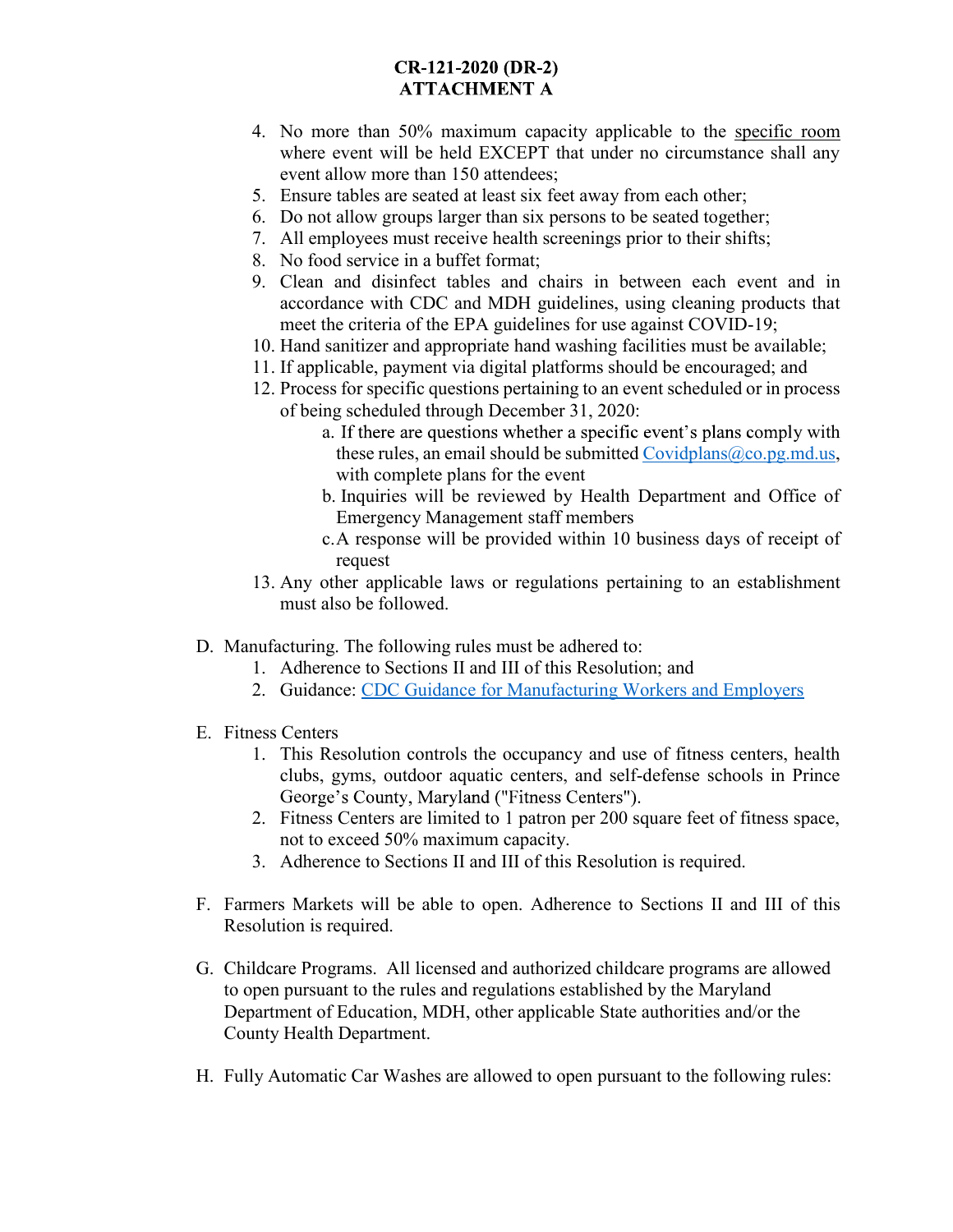**CR-121-2020 (DR-2)**
**ATTACHMENT A**

4. No more than 50% maximum capacity applicable to the <u>specific room</u> where event will be held EXCEPT that under no circumstance shall any event allow more than 150 attendees;
5. Ensure tables are seated at least six feet away from each other;
6. Do not allow groups larger than six persons to be seated together;
7. All employees must receive health screenings prior to their shifts;
8. No food service in a buffet format;
9. Clean and disinfect tables and chairs in between each event and in accordance with CDC and MDH guidelines, using cleaning products that meet the criteria of the EPA guidelines for use against COVID-19;
10. Hand sanitizer and appropriate hand washing facilities must be available;
11. If applicable, payment via digital platforms should be encouraged; and
12. Process for specific questions pertaining to an event scheduled or in process of being scheduled through December 31, 2020:
    a. If there are questions whether a specific event's plans comply with these rules, an email should be submitted Covidplans@co.pg.md.us, with complete plans for the event
    b. Inquiries will be reviewed by Health Department and Office of Emergency Management staff members
    c. A response will be provided within 10 business days of receipt of request
13. Any other applicable laws or regulations pertaining to an establishment must also be followed.

D. Manufacturing. The following rules must be adhered to:
   1. Adherence to Sections II and III of this Resolution; and
   2. Guidance: CDC Guidance for Manufacturing Workers and Employers

E. Fitness Centers
   1. This Resolution controls the occupancy and use of fitness centers, health clubs, gyms, outdoor aquatic centers, and self-defense schools in Prince George's County, Maryland ("Fitness Centers").
   2. Fitness Centers are limited to 1 patron per 200 square feet of fitness space, not to exceed 50% maximum capacity.
   3. Adherence to Sections II and III of this Resolution is required.

F. Farmers Markets will be able to open. Adherence to Sections II and III of this Resolution is required.

G. Childcare Programs. All licensed and authorized childcare programs are allowed to open pursuant to the rules and regulations established by the Maryland Department of Education, MDH, other applicable State authorities and/or the County Health Department.

H. Fully Automatic Car Washes are allowed to open pursuant to the following rules: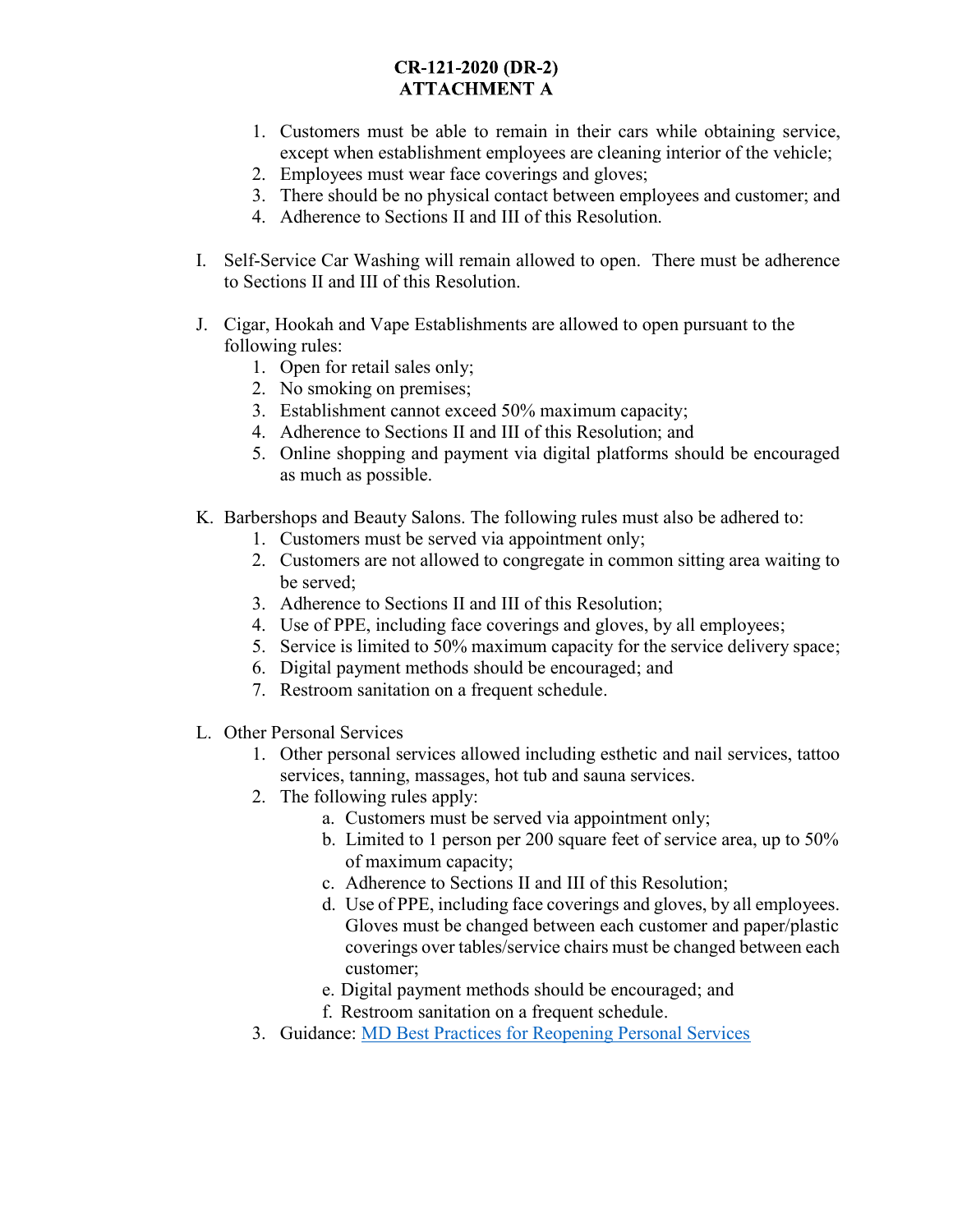**CR-121-2020 (DR-2)**
**ATTACHMENT A**

1. Customers must be able to remain in their cars while obtaining service, except when establishment employees are cleaning interior of the vehicle;
2. Employees must wear face coverings and gloves;
3. There should be no physical contact between employees and customer; and
4. Adherence to Sections II and III of this Resolution.

I. Self-Service Car Washing will remain allowed to open. There must be adherence to Sections II and III of this Resolution.

J. Cigar, Hookah and Vape Establishments are allowed to open pursuant to the following rules:
   1. Open for retail sales only;
   2. No smoking on premises;
   3. Establishment cannot exceed 50% maximum capacity;
   4. Adherence to Sections II and III of this Resolution; and
   5. Online shopping and payment via digital platforms should be encouraged as much as possible.

K. Barbershops and Beauty Salons. The following rules must also be adhered to:
   1. Customers must be served via appointment only;
   2. Customers are not allowed to congregate in common sitting area waiting to be served;
   3. Adherence to Sections II and III of this Resolution;
   4. Use of PPE, including face coverings and gloves, by all employees;
   5. Service is limited to 50% maximum capacity for the service delivery space;
   6. Digital payment methods should be encouraged; and
   7. Restroom sanitation on a frequent schedule.

L. Other Personal Services
   1. Other personal services allowed including esthetic and nail services, tattoo services, tanning, massages, hot tub and sauna services.
   2. The following rules apply:
      a. Customers must be served via appointment only;
      b. Limited to 1 person per 200 square feet of service area, up to 50% of maximum capacity;
      c. Adherence to Sections II and III of this Resolution;
      d. Use of PPE, including face coverings and gloves, by all employees. Gloves must be changed between each customer and paper/plastic coverings over tables/service chairs must be changed between each customer;
      e. Digital payment methods should be encouraged; and
      f. Restroom sanitation on a frequent schedule.
   3. Guidance: MD Best Practices for Reopening Personal Services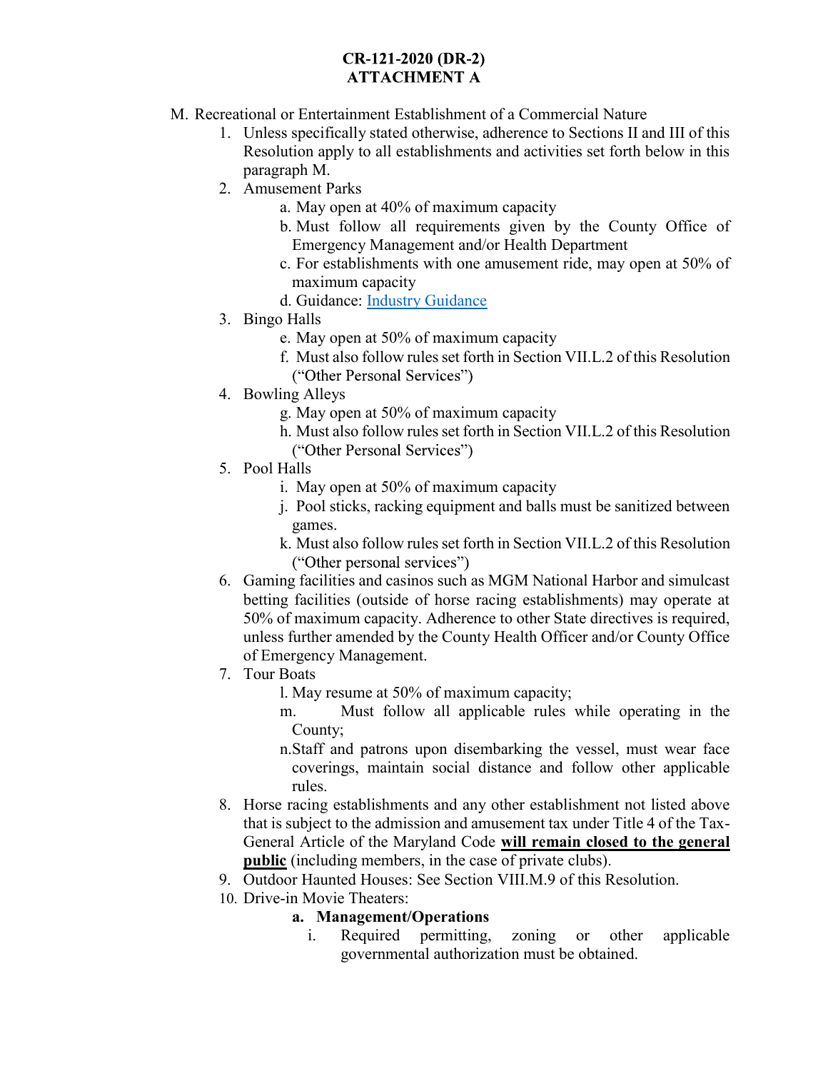**CR-121-2020 (DR-2)**
**ATTACHMENT A**

M. Recreational or Entertainment Establishment of a Commercial Nature

1. Unless specifically stated otherwise, adherence to Sections II and III of this Resolution apply to all establishments and activities set forth below in this paragraph M.
2. Amusement Parks
    a. May open at 40% of maximum capacity
    b. Must follow all requirements given by the County Office of Emergency Management and/or Health Department
    c. For establishments with one amusement ride, may open at 50% of maximum capacity
    d. Guidance: Industry Guidance
3. Bingo Halls
    e. May open at 50% of maximum capacity
    f. Must also follow rules set forth in Section VII.L.2 of this Resolution ("Other Personal Services")
4. Bowling Alleys
    g. May open at 50% of maximum capacity
    h. Must also follow rules set forth in Section VII.L.2 of this Resolution ("Other Personal Services")
5. Pool Halls
    i. May open at 50% of maximum capacity
    j. Pool sticks, racking equipment and balls must be sanitized between games.
    k. Must also follow rules set forth in Section VII.L.2 of this Resolution ("Other personal services")
6. Gaming facilities and casinos such as MGM National Harbor and simulcast betting facilities (outside of horse racing establishments) may operate at 50% of maximum capacity. Adherence to other State directives is required, unless further amended by the County Health Officer and/or County Office of Emergency Management.
7. Tour Boats
    l. May resume at 50% of maximum capacity;
    m. Must follow all applicable rules while operating in the County;
    n. Staff and patrons upon disembarking the vessel, must wear face coverings, maintain social distance and follow other applicable rules.
8. Horse racing establishments and any other establishment not listed above that is subject to the admission and amusement tax under Title 4 of the Tax-General Article of the Maryland Code <u>**will remain closed to the general public**</u> (including members, in the case of private clubs).
9. Outdoor Haunted Houses: See Section VIII.M.9 of this Resolution.
10. Drive-in Movie Theaters:
    **a. Management/Operations**
        i. Required permitting, zoning or other applicable governmental authorization must be obtained.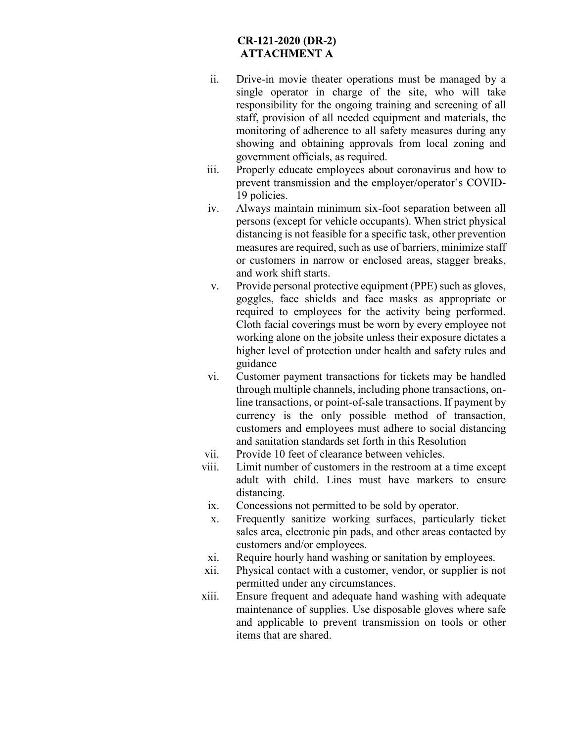**CR-121-2020 (DR-2)**
**ATTACHMENT A**

ii. Drive-in movie theater operations must be managed by a single operator in charge of the site, who will take responsibility for the ongoing training and screening of all staff, provision of all needed equipment and materials, the monitoring of adherence to all safety measures during any showing and obtaining approvals from local zoning and government officials, as required.

iii. Properly educate employees about coronavirus and how to prevent transmission and the employer/operator's COVID-19 policies.

iv. Always maintain minimum six-foot separation between all persons (except for vehicle occupants). When strict physical distancing is not feasible for a specific task, other prevention measures are required, such as use of barriers, minimize staff or customers in narrow or enclosed areas, stagger breaks, and work shift starts.

v. Provide personal protective equipment (PPE) such as gloves, goggles, face shields and face masks as appropriate or required to employees for the activity being performed. Cloth facial coverings must be worn by every employee not working alone on the jobsite unless their exposure dictates a higher level of protection under health and safety rules and guidance

vi. Customer payment transactions for tickets may be handled through multiple channels, including phone transactions, on-line transactions, or point-of-sale transactions. If payment by currency is the only possible method of transaction, customers and employees must adhere to social distancing and sanitation standards set forth in this Resolution

vii. Provide 10 feet of clearance between vehicles.

viii. Limit number of customers in the restroom at a time except adult with child. Lines must have markers to ensure distancing.

ix. Concessions not permitted to be sold by operator.

x. Frequently sanitize working surfaces, particularly ticket sales area, electronic pin pads, and other areas contacted by customers and/or employees.

xi. Require hourly hand washing or sanitation by employees.

xii. Physical contact with a customer, vendor, or supplier is not permitted under any circumstances.

xiii. Ensure frequent and adequate hand washing with adequate maintenance of supplies. Use disposable gloves where safe and applicable to prevent transmission on tools or other items that are shared.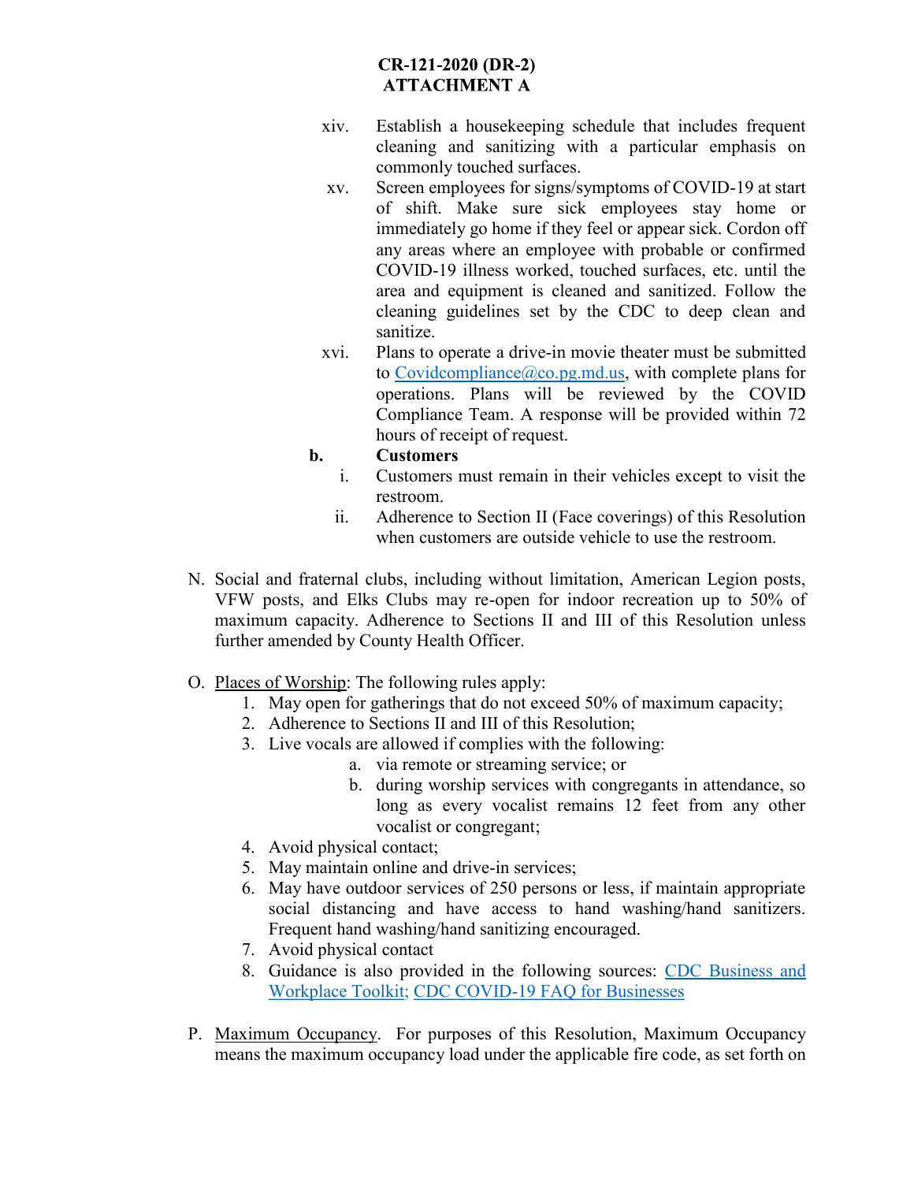**CR-121-2020 (DR-2)**
**ATTACHMENT A**

xiv. Establish a housekeeping schedule that includes frequent cleaning and sanitizing with a particular emphasis on commonly touched surfaces.

xv. Screen employees for signs/symptoms of COVID-19 at start of shift. Make sure sick employees stay home or immediately go home if they feel or appear sick. Cordon off any areas where an employee with probable or confirmed COVID-19 illness worked, touched surfaces, etc. until the area and equipment is cleaned and sanitized. Follow the cleaning guidelines set by the CDC to deep clean and sanitize.

xvi. Plans to operate a drive-in movie theater must be submitted to [Covidcompliance@co.pg.md.us](mailto:Covidcompliance@co.pg.md.us), with complete plans for operations. Plans will be reviewed by the COVID Compliance Team. A response will be provided within 72 hours of receipt of request.

**b. Customers**

i. Customers must remain in their vehicles except to visit the restroom.

ii. Adherence to Section II (Face coverings) of this Resolution when customers are outside vehicle to use the restroom.

N. Social and fraternal clubs, including without limitation, American Legion posts, VFW posts, and Elks Clubs may re-open for indoor recreation up to 50% of maximum capacity. Adherence to Sections II and III of this Resolution unless further amended by County Health Officer.

O. <u>Places of Worship</u>: The following rules apply:

1. May open for gatherings that do not exceed 50% of maximum capacity;
2. Adherence to Sections II and III of this Resolution;
3. Live vocals are allowed if complies with the following:
    a. via remote or streaming service; or
    b. during worship services with congregants in attendance, so long as every vocalist remains 12 feet from any other vocalist or congregant;
4. Avoid physical contact;
5. May maintain online and drive-in services;
6. May have outdoor services of 250 persons or less, if maintain appropriate social distancing and have access to hand washing/hand sanitizers. Frequent hand washing/hand sanitizing encouraged.
7. Avoid physical contact
8. Guidance is also provided in the following sources: CDC Business and Workplace Toolkit; CDC COVID-19 FAQ for Businesses

P. <u>Maximum Occupancy</u>. For purposes of this Resolution, Maximum Occupancy means the maximum occupancy load under the applicable fire code, as set forth on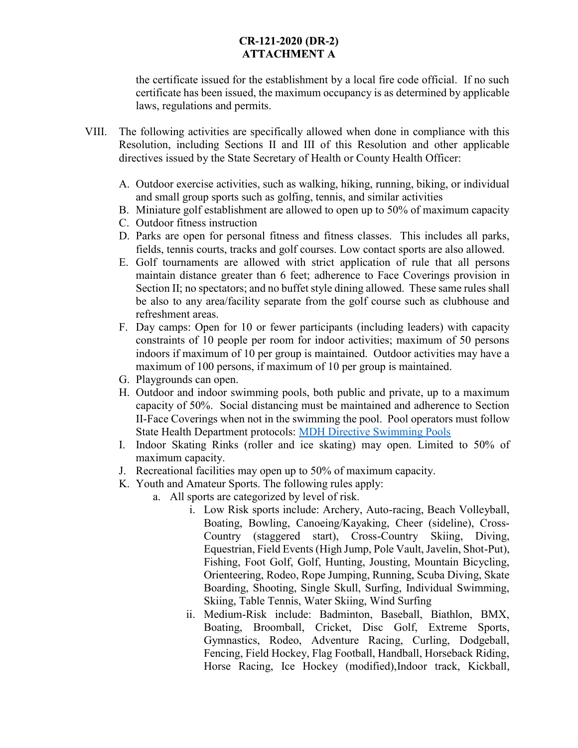the certificate issued for the establishment by a local fire code official. If no such certificate has been issued, the maximum occupancy is as determined by applicable laws, regulations and permits.

VIII. The following activities are specifically allowed when done in compliance with this Resolution, including Sections II and III of this Resolution and other applicable directives issued by the State Secretary of Health or County Health Officer:

A. Outdoor exercise activities, such as walking, hiking, running, biking, or individual and small group sports such as golfing, tennis, and similar activities
B. Miniature golf establishment are allowed to open up to 50% of maximum capacity
C. Outdoor fitness instruction
D. Parks are open for personal fitness and fitness classes. This includes all parks, fields, tennis courts, tracks and golf courses. Low contact sports are also allowed.
E. Golf tournaments are allowed with strict application of rule that all persons maintain distance greater than 6 feet; adherence to Face Coverings provision in Section II; no spectators; and no buffet style dining allowed. These same rules shall be also to any area/facility separate from the golf course such as clubhouse and refreshment areas.
F. Day camps: Open for 10 or fewer participants (including leaders) with capacity constraints of 10 people per room for indoor activities; maximum of 50 persons indoors if maximum of 10 per group is maintained. Outdoor activities may have a maximum of 100 persons, if maximum of 10 per group is maintained.
G. Playgrounds can open.
H. Outdoor and indoor swimming pools, both public and private, up to a maximum capacity of 50%. Social distancing must be maintained and adherence to Section II-Face Coverings when not in the swimming the pool. Pool operators must follow State Health Department protocols: [MDH Directive Swimming Pools]
I. Indoor Skating Rinks (roller and ice skating) may open. Limited to 50% of maximum capacity.
J. Recreational facilities may open up to 50% of maximum capacity.
K. Youth and Amateur Sports. The following rules apply:
    a. All sports are categorized by level of risk.
        i. Low Risk sports include: Archery, Auto-racing, Beach Volleyball, Boating, Bowling, Canoeing/Kayaking, Cheer (sideline), Cross-Country (staggered start), Cross-Country Skiing, Diving, Equestrian, Field Events (High Jump, Pole Vault, Javelin, Shot-Put), Fishing, Foot Golf, Golf, Hunting, Jousting, Mountain Bicycling, Orienteering, Rodeo, Rope Jumping, Running, Scuba Diving, Skate Boarding, Shooting, Single Skull, Surfing, Individual Swimming, Skiing, Table Tennis, Water Skiing, Wind Surfing
        ii. Medium-Risk include: Badminton, Baseball, Biathlon, BMX, Boating, Broomball, Cricket, Disc Golf, Extreme Sports, Gymnastics, Rodeo, Adventure Racing, Curling, Dodgeball, Fencing, Field Hockey, Flag Football, Handball, Horseback Riding, Horse Racing, Ice Hockey (modified),Indoor track, Kickball,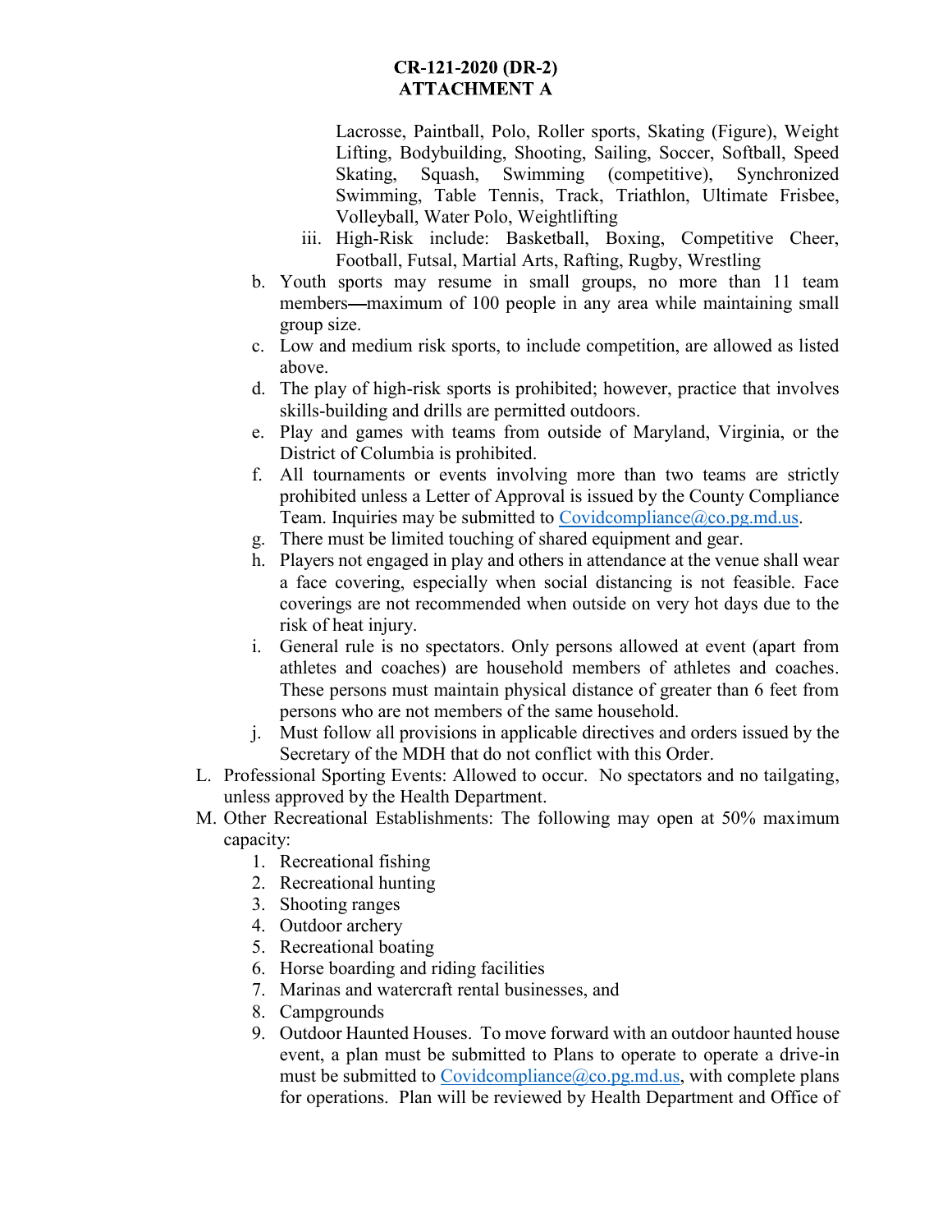Lacrosse, Paintball, Polo, Roller sports, Skating (Figure), Weight Lifting, Bodybuilding, Shooting, Sailing, Soccer, Softball, Speed Skating, Squash, Swimming (competitive), Synchronized Swimming, Table Tennis, Track, Triathlon, Ultimate Frisbee, Volleyball, Water Polo, Weightlifting

iii. High-Risk include: Basketball, Boxing, Competitive Cheer, Football, Futsal, Martial Arts, Rafting, Rugby, Wrestling

b. Youth sports may resume in small groups, no more than 11 team members—maximum of 100 people in any area while maintaining small group size.

c. Low and medium risk sports, to include competition, are allowed as listed above.

d. The play of high-risk sports is prohibited; however, practice that involves skills-building and drills are permitted outdoors.

e. Play and games with teams from outside of Maryland, Virginia, or the District of Columbia is prohibited.

f. All tournaments or events involving more than two teams are strictly prohibited unless a Letter of Approval is issued by the County Compliance Team. Inquiries may be submitted to Covidcompliance@co.pg.md.us.

g. There must be limited touching of shared equipment and gear.

h. Players not engaged in play and others in attendance at the venue shall wear a face covering, especially when social distancing is not feasible. Face coverings are not recommended when outside on very hot days due to the risk of heat injury.

i. General rule is no spectators. Only persons allowed at event (apart from athletes and coaches) are household members of athletes and coaches. These persons must maintain physical distance of greater than 6 feet from persons who are not members of the same household.

j. Must follow all provisions in applicable directives and orders issued by the Secretary of the MDH that do not conflict with this Order.

L. Professional Sporting Events: Allowed to occur. No spectators and no tailgating, unless approved by the Health Department.

M. Other Recreational Establishments: The following may open at 50% maximum capacity:

1. Recreational fishing
2. Recreational hunting
3. Shooting ranges
4. Outdoor archery
5. Recreational boating
6. Horse boarding and riding facilities
7. Marinas and watercraft rental businesses, and
8. Campgrounds
9. Outdoor Haunted Houses. To move forward with an outdoor haunted house event, a plan must be submitted to Plans to operate to operate a drive-in must be submitted to Covidcompliance@co.pg.md.us, with complete plans for operations. Plan will be reviewed by Health Department and Office of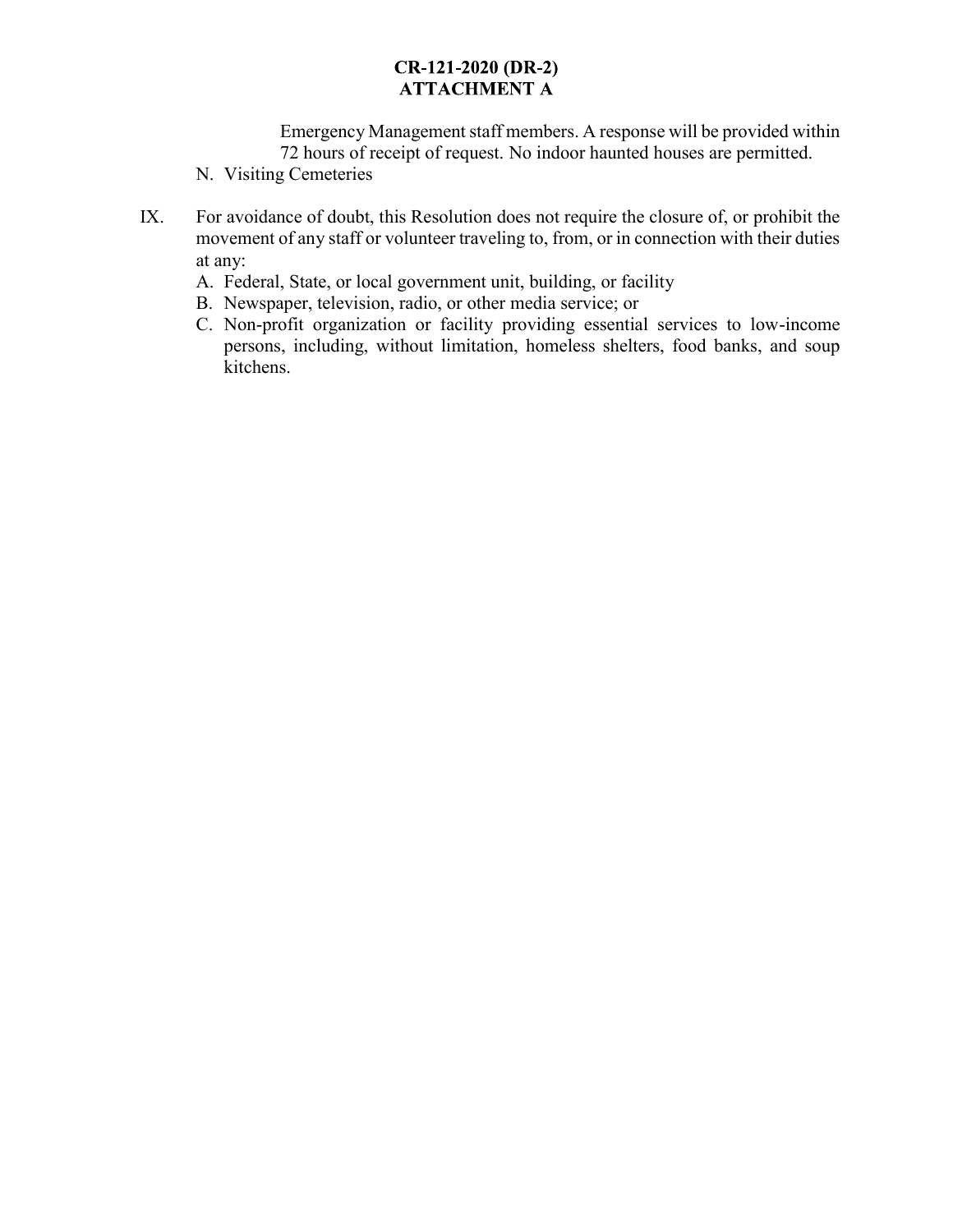Emergency Management staff members. A response will be provided within 72 hours of receipt of request. No indoor haunted houses are permitted.

N. Visiting Cemeteries

IX. For avoidance of doubt, this Resolution does not require the closure of, or prohibit the movement of any staff or volunteer traveling to, from, or in connection with their duties at any:

   A. Federal, State, or local government unit, building, or facility
   B. Newspaper, television, radio, or other media service; or
   C. Non-profit organization or facility providing essential services to low-income persons, including, without limitation, homeless shelters, food banks, and soup kitchens.